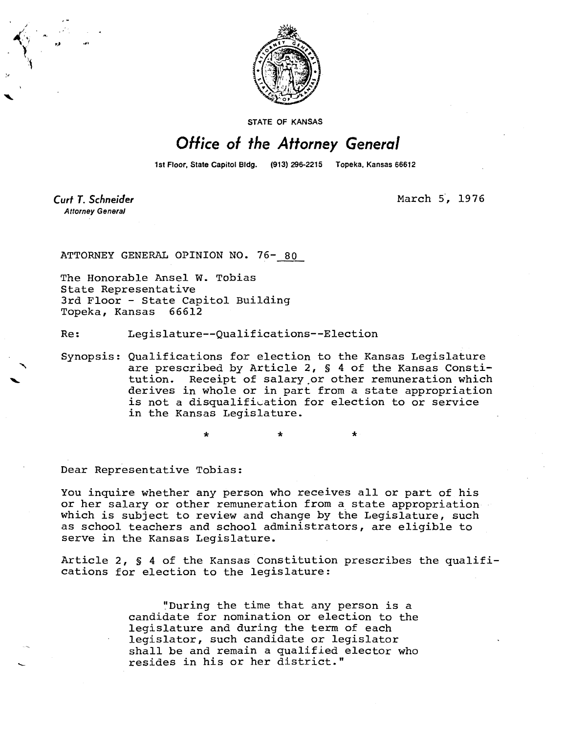STATE OF KANSAS

# Office of the Attorney General

1st Floor, State Capitol Bldg. (913) 296-2215 Topeka, Kansas 66612

*Curt T. Schneider*
*Attorney General*

March 5, 1976

ATTORNEY GENERAL OPINION NO. 76- 80

The Honorable Ansel W. Tobias
State Representative
3rd Floor - State Capitol Building
Topeka, Kansas 66612

Re: Legislature--Qualifications--Election

Synopsis: Qualifications for election to the Kansas Legislature are prescribed by Article 2, § 4 of the Kansas Constitution. Receipt of salary or other remuneration which derives in whole or in part from a state appropriation is not a disqualification for election to or service in the Kansas Legislature.

\* \* \*

Dear Representative Tobias:

You inquire whether any person who receives all or part of his or her salary or other remuneration from a state appropriation which is subject to review and change by the Legislature, such as school teachers and school administrators, are eligible to serve in the Kansas Legislature.

Article 2, § 4 of the Kansas Constitution prescribes the qualifications for election to the legislature:

> "During the time that any person is a candidate for nomination or election to the legislature and during the term of each legislator, such candidate or legislator shall be and remain a qualified elector who resides in his or her district."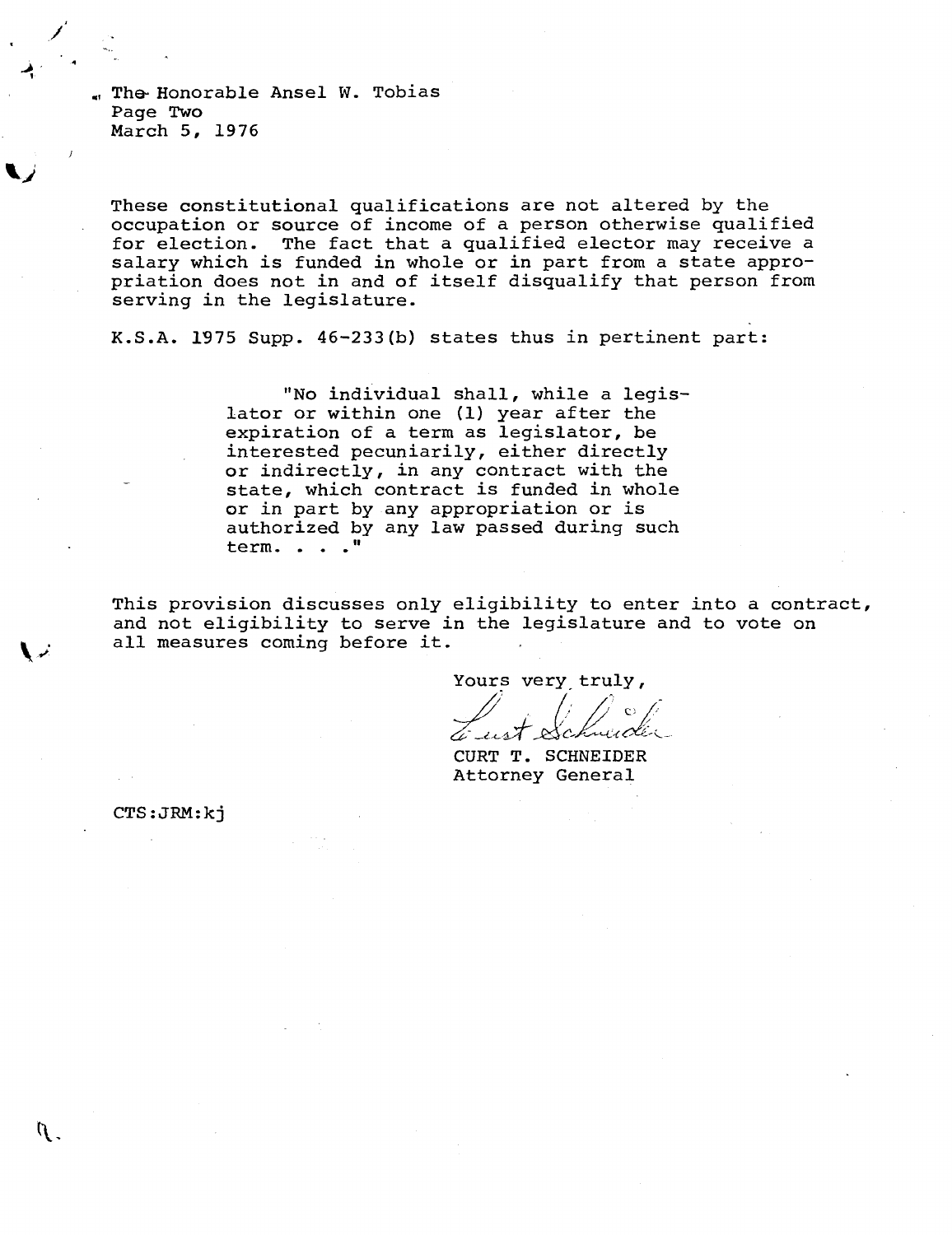The Honorable Ansel W. Tobias
Page Two
March 5, 1976

These constitutional qualifications are not altered by the occupation or source of income of a person otherwise qualified for election. The fact that a qualified elector may receive a salary which is funded in whole or in part from a state appropriation does not in and of itself disqualify that person from serving in the legislature.

K.S.A. 1975 Supp. 46-233(b) states thus in pertinent part:

> "No individual shall, while a legislator or within one (1) year after the expiration of a term as legislator, be interested pecuniarily, either directly or indirectly, in any contract with the state, which contract is funded in whole or in part by any appropriation or is authorized by any law passed during such term. . . ."

This provision discusses only eligibility to enter into a contract, and not eligibility to serve in the legislature and to vote on all measures coming before it.

Yours very truly,

Curt Schneider

CURT T. SCHNEIDER
Attorney General

CTS:JRM:kj